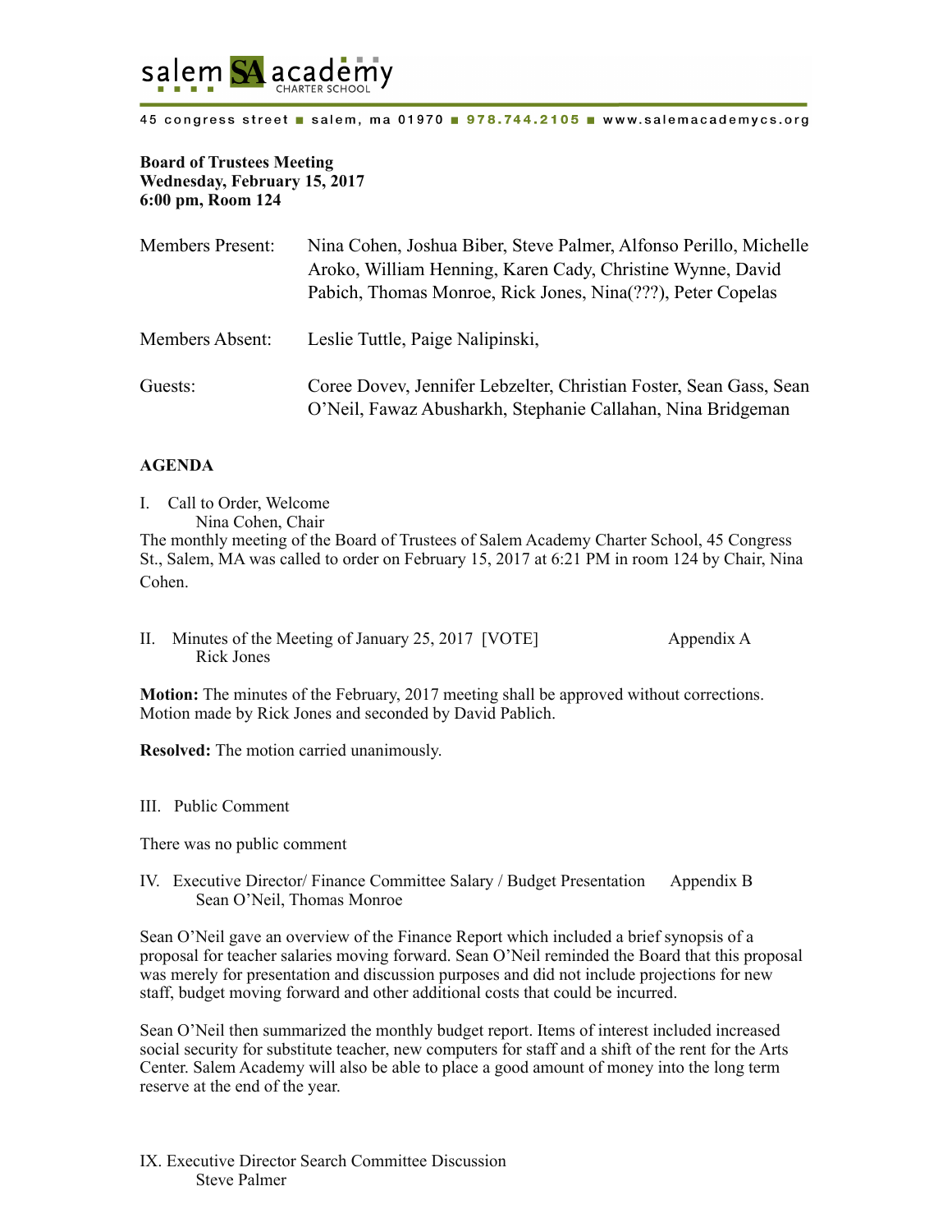salem SA academy CHARTER SCHOOL

45 congress street ■ salem, ma 01970 ■ 978.744.2105 ■ www.salemacademycs.org

**Board of Trustees Meeting**
**Wednesday, February 15, 2017**
**6:00 pm, Room 124**

| | |
|---|---|
| Members Present: | Nina Cohen, Joshua Biber, Steve Palmer, Alfonso Perillo, Michelle Aroko, William Henning, Karen Cady, Christine Wynne, David Pabich, Thomas Monroe, Rick Jones, Nina(???), Peter Copelas |
| Members Absent: | Leslie Tuttle, Paige Nalipinski, |
| Guests: | Coree Dovev, Jennifer Lebzelter, Christian Foster, Sean Gass, Sean O'Neil, Fawaz Abusharkh, Stephanie Callahan, Nina Bridgeman |

## AGENDA

I. Call to Order, Welcome
Nina Cohen, Chair

The monthly meeting of the Board of Trustees of Salem Academy Charter School, 45 Congress St., Salem, MA was called to order on February 15, 2017 at 6:21 PM in room 124 by Chair, Nina Cohen.

II. Minutes of the Meeting of January 25, 2017 [VOTE] Appendix A
Rick Jones

**Motion:** The minutes of the February, 2017 meeting shall be approved without corrections. Motion made by Rick Jones and seconded by David Pablich.

**Resolved:** The motion carried unanimously.

III. Public Comment

There was no public comment

IV. Executive Director/ Finance Committee Salary / Budget Presentation Appendix B
Sean O'Neil, Thomas Monroe

Sean O'Neil gave an overview of the Finance Report which included a brief synopsis of a proposal for teacher salaries moving forward. Sean O'Neil reminded the Board that this proposal was merely for presentation and discussion purposes and did not include projections for new staff, budget moving forward and other additional costs that could be incurred.

Sean O'Neil then summarized the monthly budget report. Items of interest included increased social security for substitute teacher, new computers for staff and a shift of the rent for the Arts Center. Salem Academy will also be able to place a good amount of money into the long term reserve at the end of the year.

IX. Executive Director Search Committee Discussion
Steve Palmer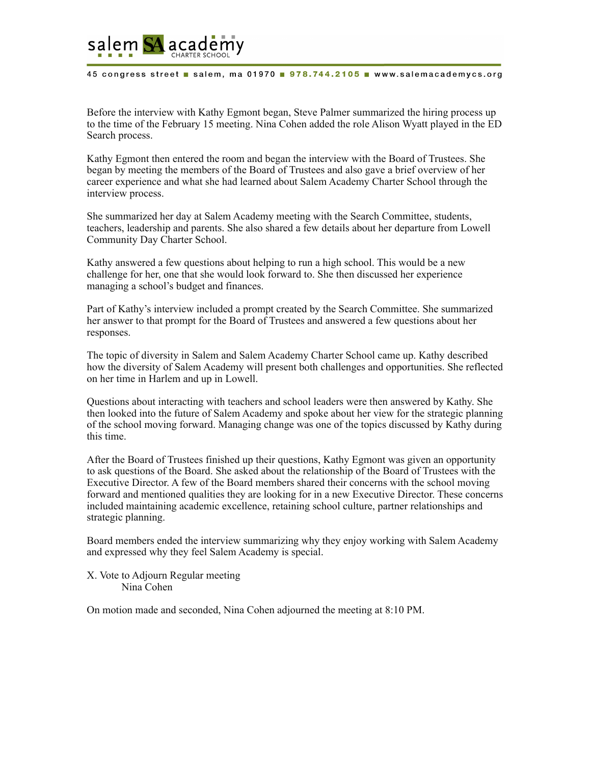Before the interview with Kathy Egmont began, Steve Palmer summarized the hiring process up to the time of the February 15 meeting. Nina Cohen added the role Alison Wyatt played in the ED Search process.

Kathy Egmont then entered the room and began the interview with the Board of Trustees. She began by meeting the members of the Board of Trustees and also gave a brief overview of her career experience and what she had learned about Salem Academy Charter School through the interview process.

She summarized her day at Salem Academy meeting with the Search Committee, students, teachers, leadership and parents. She also shared a few details about her departure from Lowell Community Day Charter School.

Kathy answered a few questions about helping to run a high school. This would be a new challenge for her, one that she would look forward to. She then discussed her experience managing a school's budget and finances.

Part of Kathy's interview included a prompt created by the Search Committee. She summarized her answer to that prompt for the Board of Trustees and answered a few questions about her responses.

The topic of diversity in Salem and Salem Academy Charter School came up. Kathy described how the diversity of Salem Academy will present both challenges and opportunities. She reflected on her time in Harlem and up in Lowell.

Questions about interacting with teachers and school leaders were then answered by Kathy. She then looked into the future of Salem Academy and spoke about her view for the strategic planning of the school moving forward. Managing change was one of the topics discussed by Kathy during this time.

After the Board of Trustees finished up their questions, Kathy Egmont was given an opportunity to ask questions of the Board. She asked about the relationship of the Board of Trustees with the Executive Director. A few of the Board members shared their concerns with the school moving forward and mentioned qualities they are looking for in a new Executive Director. These concerns included maintaining academic excellence, retaining school culture, partner relationships and strategic planning.

Board members ended the interview summarizing why they enjoy working with Salem Academy and expressed why they feel Salem Academy is special.

X. Vote to Adjourn Regular meeting
 Nina Cohen

On motion made and seconded, Nina Cohen adjourned the meeting at 8:10 PM.